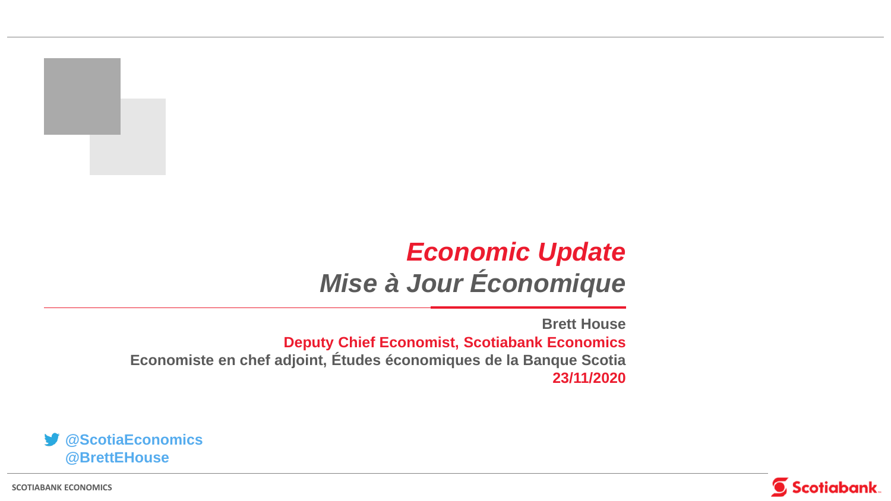# *Economic Update*
# *Mise à Jour Économique*

**Brett House**

**Deputy Chief Economist, Scotiabank Economics**

**Economiste en chef adjoint, Études économiques de la Banque Scotia**

**23/11/2020**

**@ScotiaEconomics**
**@BrettEHouse**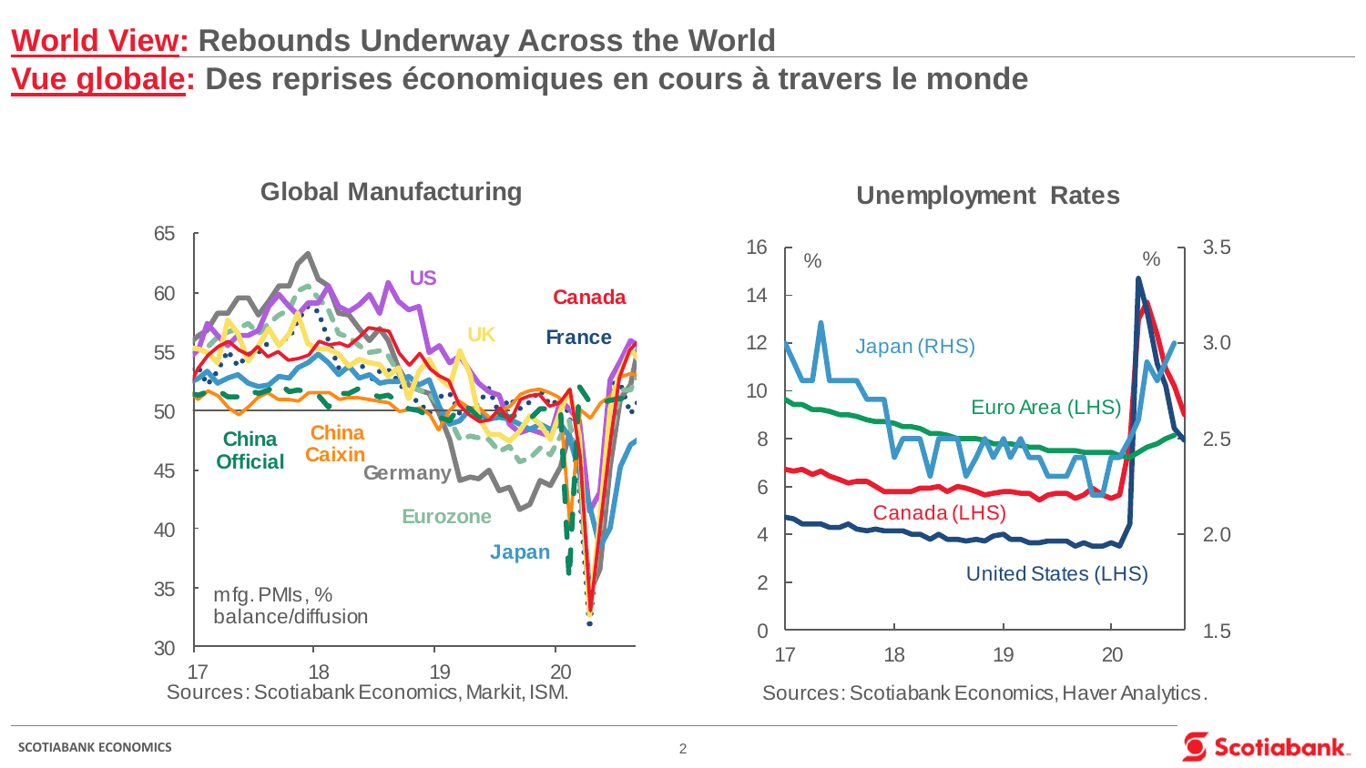# World View: Rebounds Underway Across the World

# Vue globale: Des reprises économiques en cours à travers le monde

## Global Manufacturing

mfg. PMIs, % balance/diffusion

US, Canada, UK, France, China Official, China Caixin, Germany, Eurozone, Japan

Sources: Scotiabank Economics, Markit, ISM.

## Unemployment Rates

Japan (RHS), Euro Area (LHS), Canada (LHS), United States (LHS)

Sources: Scotiabank Economics, Haver Analytics.

SCOTIABANK ECONOMICS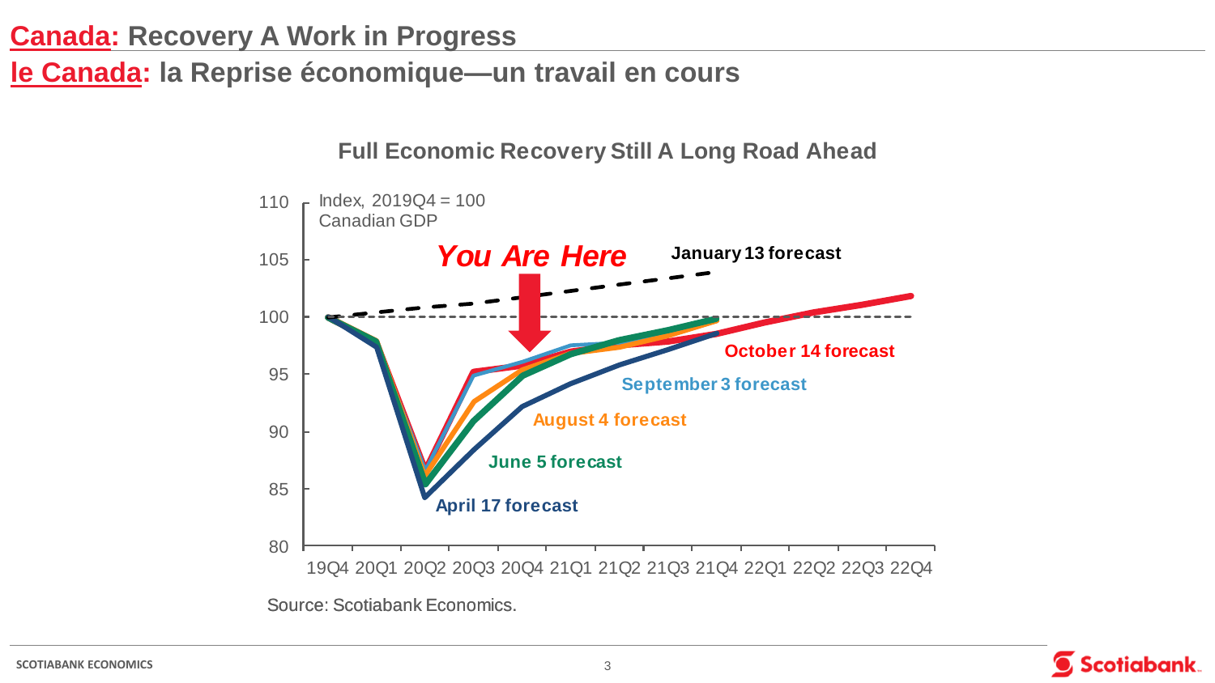# Canada: Recovery A Work in Progress

# le Canada: la Reprise économique—un travail en cours

**Full Economic Recovery Still A Long Road Ahead**

Index, 2019Q4 = 100
Canadian GDP

*You Are Here*

January 13 forecast

October 14 forecast

September 3 forecast

August 4 forecast

June 5 forecast

April 17 forecast

110, 105, 100, 95, 90, 85, 80

19Q4 20Q1 20Q2 20Q3 20Q4 21Q1 21Q2 21Q3 21Q4 22Q1 22Q2 22Q3 22Q4

Source: Scotiabank Economics.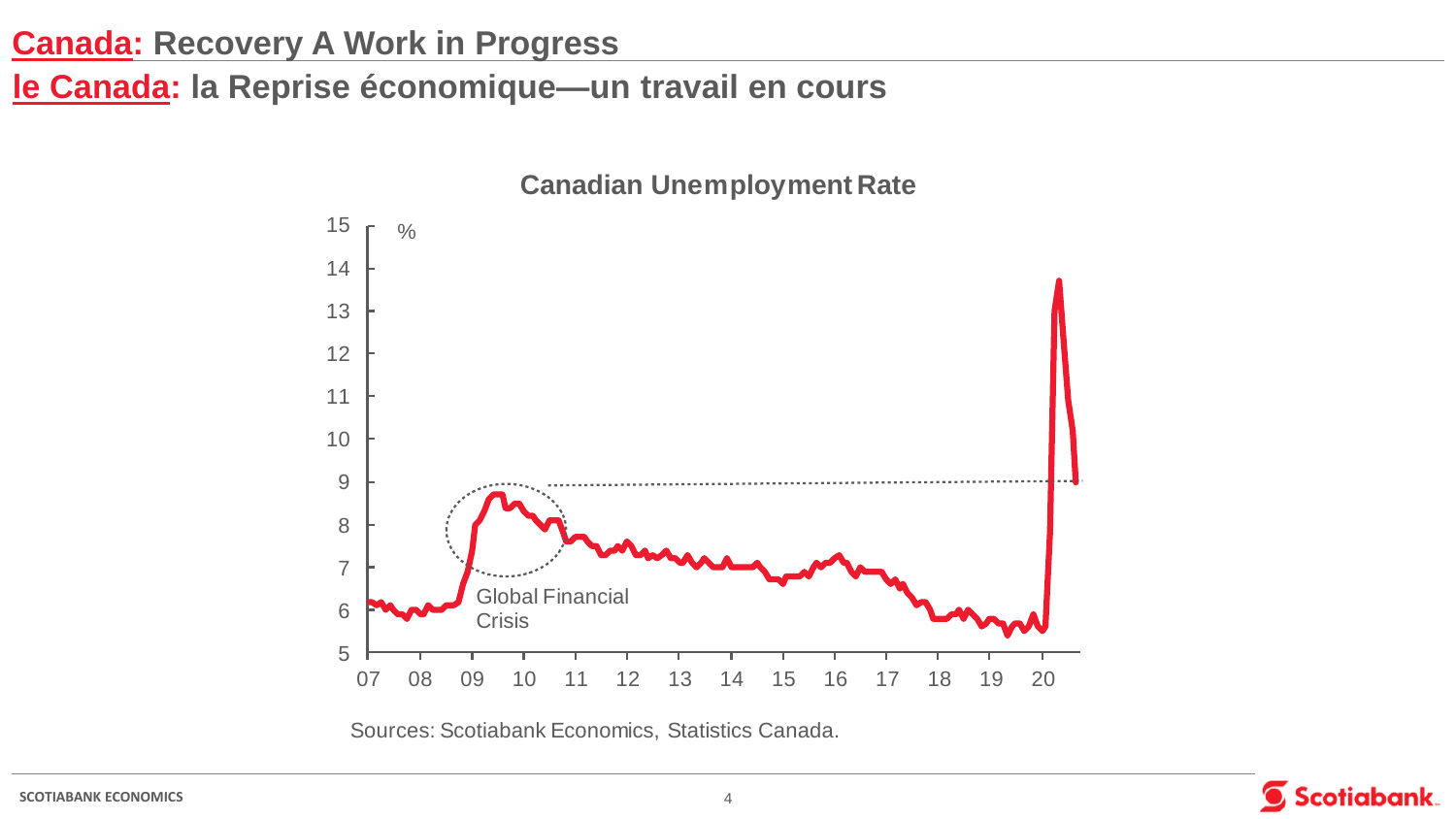# Canada: Recovery A Work in Progress

# le Canada: la Reprise économique—un travail en cours

**Canadian Unemployment Rate**

%

Global Financial Crisis

Sources: Scotiabank Economics, Statistics Canada.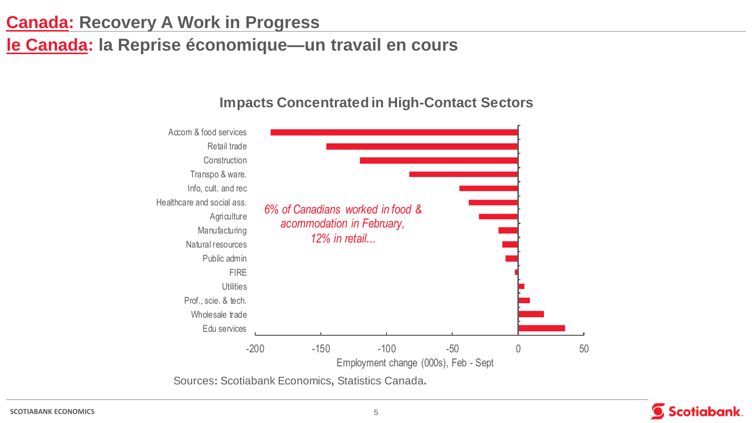# Canada: Recovery A Work in Progress
# le Canada: la Reprise économique—un travail en cours

## Impacts Concentrated in High-Contact Sectors

| Sector | Employment change (000s), Feb - Sept |
| --- | --- |
| Accom & food services | ≈ -188 |
| Retail trade | ≈ -146 |
| Construction | ≈ -120 |
| Transpo & ware. | ≈ -83 |
| Info, cult. and rec | ≈ -44 |
| Healthcare and social ass. | ≈ -37 |
| Agriculture | ≈ -30 |
| Manufacturing | ≈ -15 |
| Natural resources | ≈ -12 |
| Public admin | ≈ -10 |
| FIRE | ≈ -2 |
| Utilities | ≈ 5 |
| Prof., scie. & tech. | ≈ 9 |
| Wholesale trade | ≈ 20 |
| Edu services | ≈ 36 |

*6% of Canadians worked in food & acommodation in February, 12% in retail...*

Employment change (000s), Feb - Sept

Sources: Scotiabank Economics, Statistics Canada.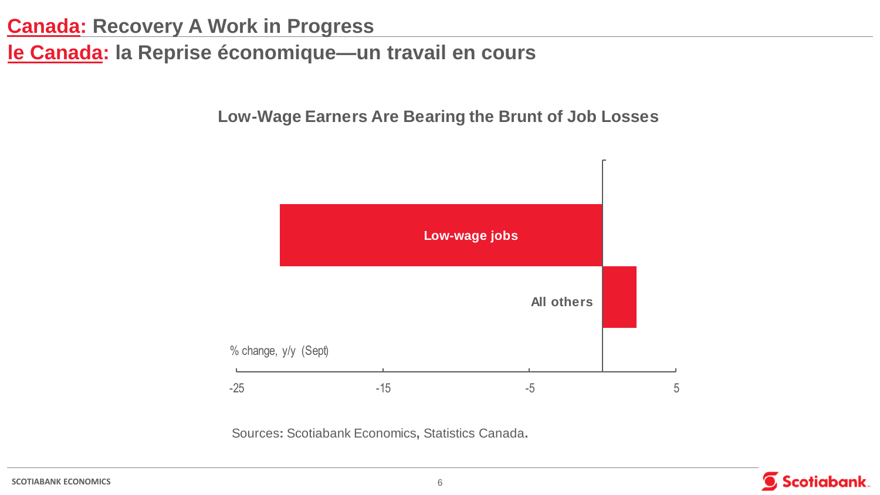# Canada: Recovery A Work in Progress
# le Canada: la Reprise économique—un travail en cours

**Low-Wage Earners Are Bearing the Brunt of Job Losses**

Low-wage jobs

All others

% change, y/y (Sept)

-25 -15 -5 5

Sources: Scotiabank Economics, Statistics Canada.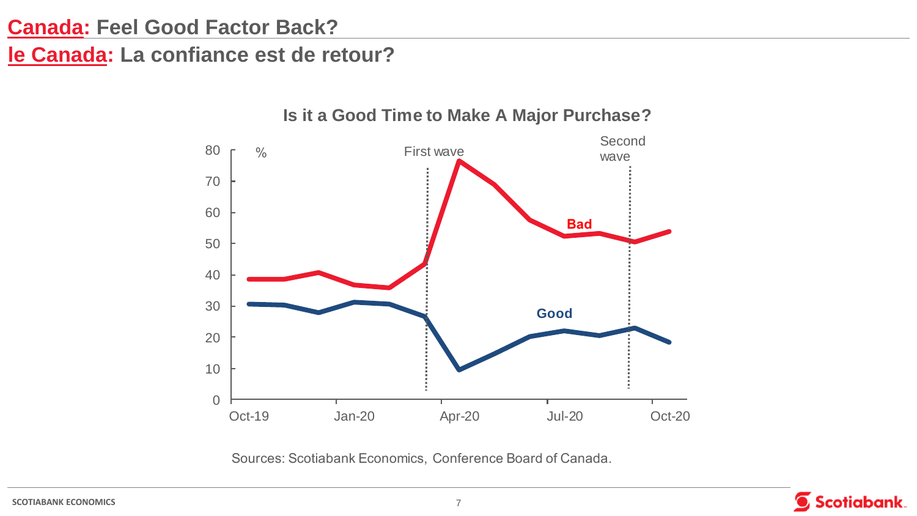# Canada: Feel Good Factor Back?

# le Canada: La confiance est de retour?

**Is it a Good Time to Make A Major Purchase?**

%

First wave

Second wave

Bad

Good

80
70
60
50
40
30
20
10
0

Oct-19 Jan-20 Apr-20 Jul-20 Oct-20

Sources: Scotiabank Economics, Conference Board of Canada.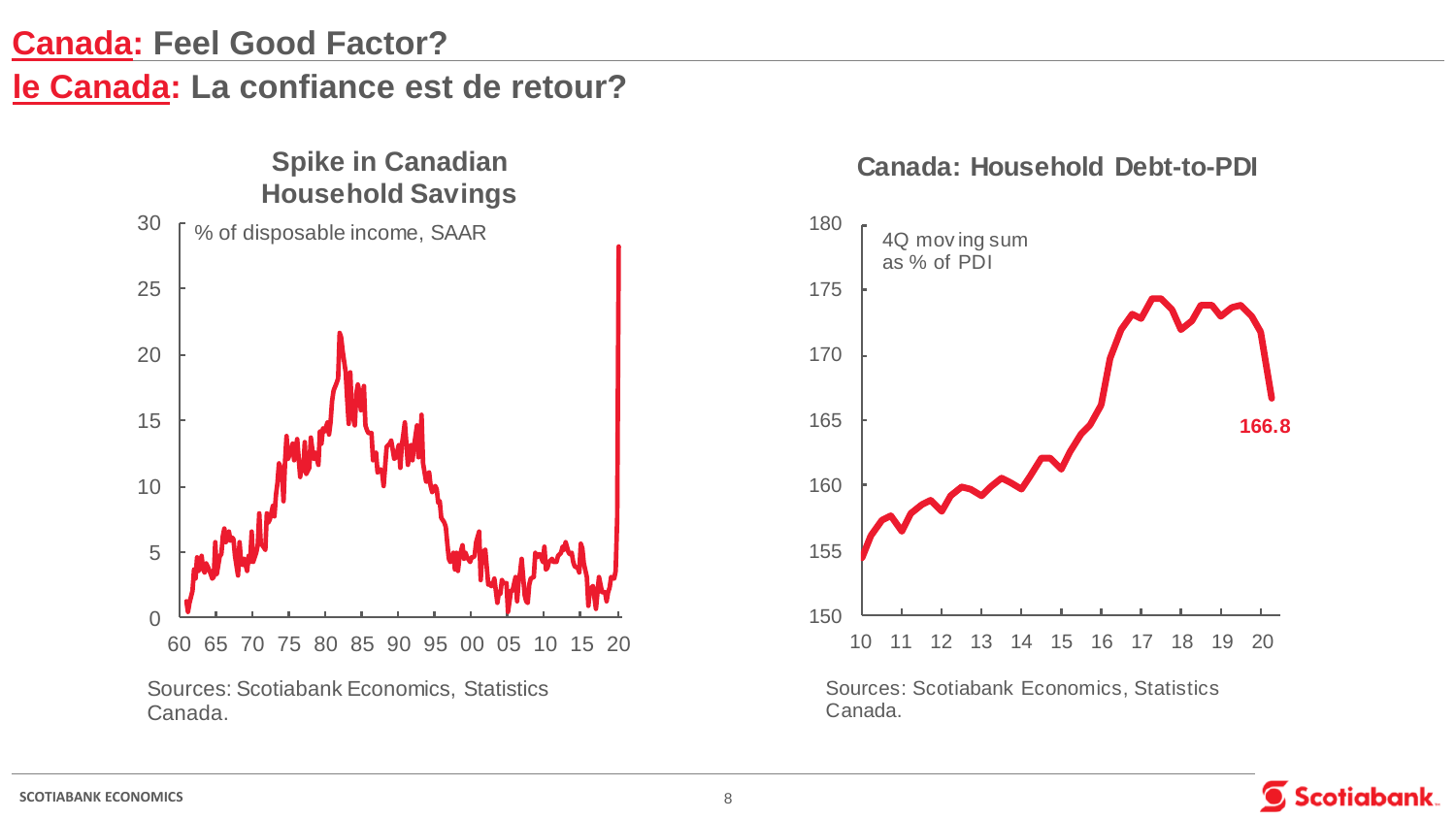# **Canada: Feel Good Factor?**

# **le Canada: La confiance est de retour?**

**Spike in Canadian Household Savings**

% of disposable income, SAAR

Sources: Scotiabank Economics, Statistics Canada.

**Canada: Household Debt-to-PDI**

4Q moving sum as % of PDI

166.8

Sources: Scotiabank Economics, Statistics Canada.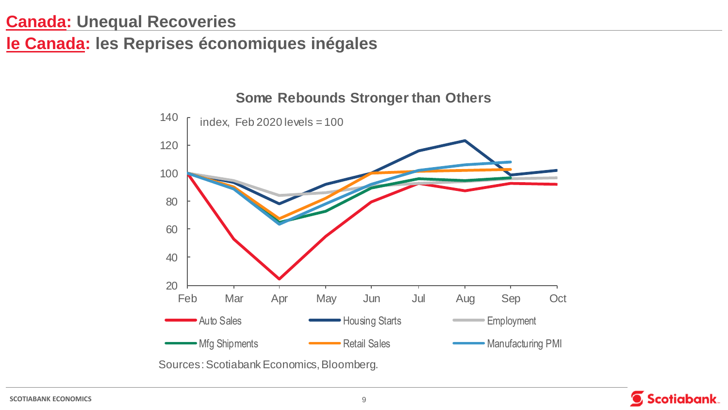# Canada: Unequal Recoveries

# le Canada: les Reprises économiques inégales

**Some Rebounds Stronger than Others**

index, Feb 2020 levels = 100

Auto Sales, Housing Starts, Employment, Mfg Shipments, Retail Sales, Manufacturing PMI

Sources: Scotiabank Economics, Bloomberg.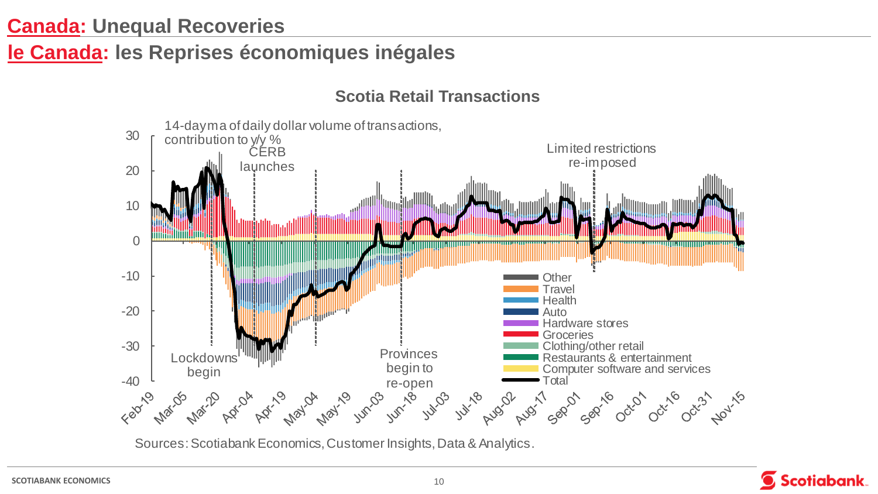# Canada: Unequal Recoveries

# le Canada: les Reprises économiques inégales

## Scotia Retail Transactions

14-day ma of daily dollar volume of transactions, contribution to y/y %

Legend: Other; Travel; Health; Auto; Hardware stores; Groceries; Clothing/other retail; Restaurants & entertainment; Computer software and services; Total

Annotations: Lockdowns begin; CERB launches; Provinces begin to re-open; Limited restrictions re-imposed

Y-axis: -40, -30, -20, -10, 0, 10, 20, 30

X-axis: Feb-19, Mar-05, Mar-20, Apr-04, Apr-19, May-04, May-19, Jun-03, Jun-18, Jul-03, Jul-18, Aug-02, Aug-17, Sep-01, Sep-16, Oct-01, Oct-16, Oct-31, Nov-15

Sources: Scotiabank Economics, Customer Insights, Data & Analytics.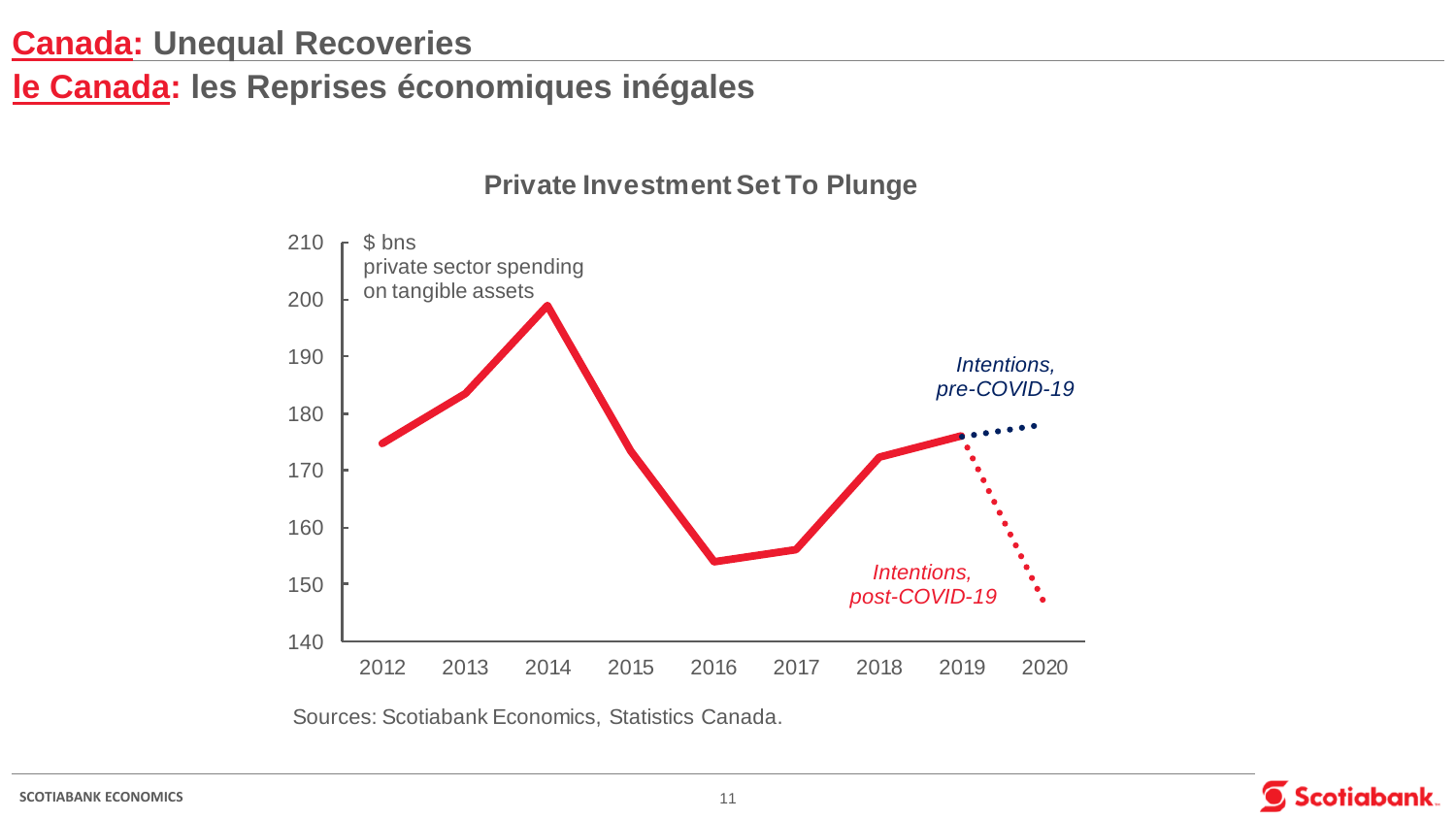# Canada: Unequal Recoveries

# le Canada: les Reprises économiques inégales

**Private Investment Set To Plunge**

$ bns
private sector spending
on tangible assets

*Intentions, pre-COVID-19*

*Intentions, post-COVID-19*

Sources: Scotiabank Economics, Statistics Canada.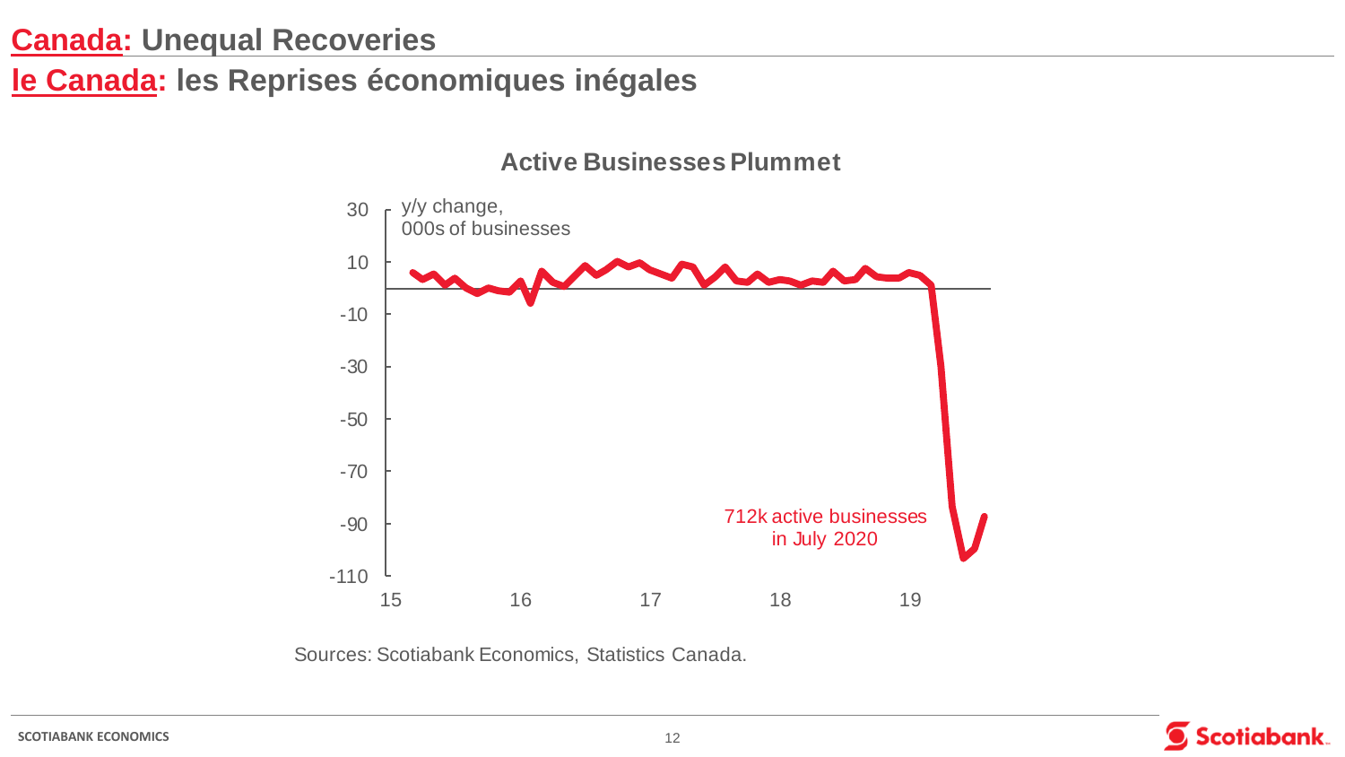# Canada: Unequal Recoveries

# le Canada: les Reprises économiques inégales

**Active Businesses Plummet**

y/y change, 000s of businesses

712k active businesses in July 2020

Sources: Scotiabank Economics, Statistics Canada.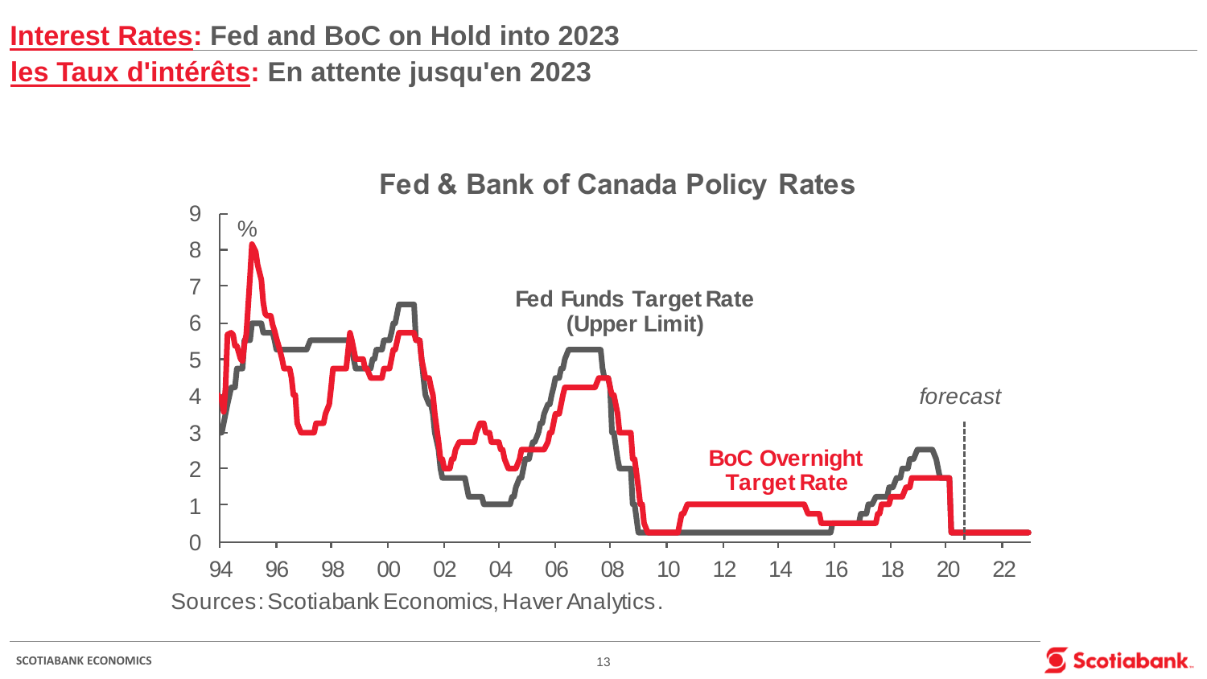# Interest Rates: Fed and BoC on Hold into 2023

# les Taux d'intérêts: En attente jusqu'en 2023

**Fed & Bank of Canada Policy Rates**

Sources: Scotiabank Economics, Haver Analytics.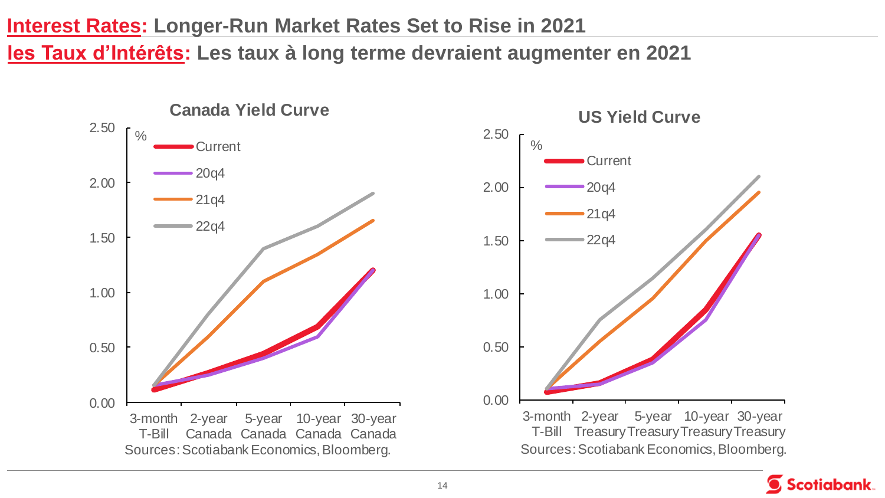# Interest Rates: Longer-Run Market Rates Set to Rise in 2021

# les Taux d'Intérêts: Les taux à long terme devraient augmenter en 2021

**Canada Yield Curve**

%

Legend: Current, 20q4, 21q4, 22q4

3-month T-Bill | 2-year Canada | 5-year Canada | 10-year Canada | 30-year Canada

Sources: Scotiabank Economics, Bloomberg.

**US Yield Curve**

%

Legend: Current, 20q4, 21q4, 22q4

3-month T-Bill | 2-year Treasury | 5-year Treasury | 10-year Treasury | 30-year Treasury

Sources: Scotiabank Economics, Bloomberg.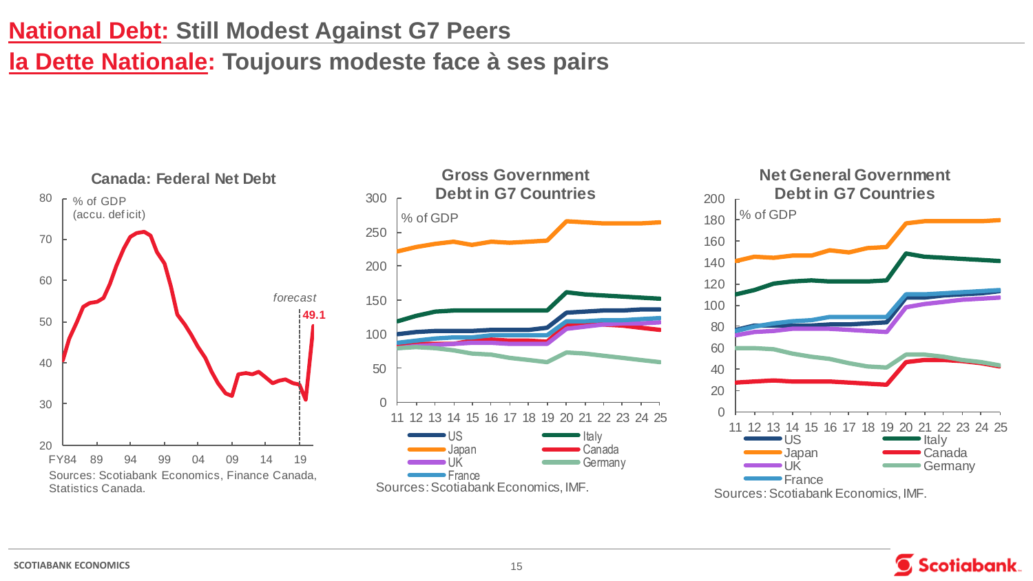# National Debt: Still Modest Against G7 Peers

# la Dette Nationale: Toujours modeste face à ses pairs

**Canada: Federal Net Debt**

% of GDP (accu. deficit)

*forecast*

49.1

Sources: Scotiabank Economics, Finance Canada, Statistics Canada.

**Gross Government Debt in G7 Countries**

% of GDP

US, Italy, Japan, Canada, UK, Germany, France

Sources: Scotiabank Economics, IMF.

**Net General Government Debt in G7 Countries**

% of GDP

US, Italy, Japan, Canada, UK, Germany, France

Sources: Scotiabank Economics, IMF.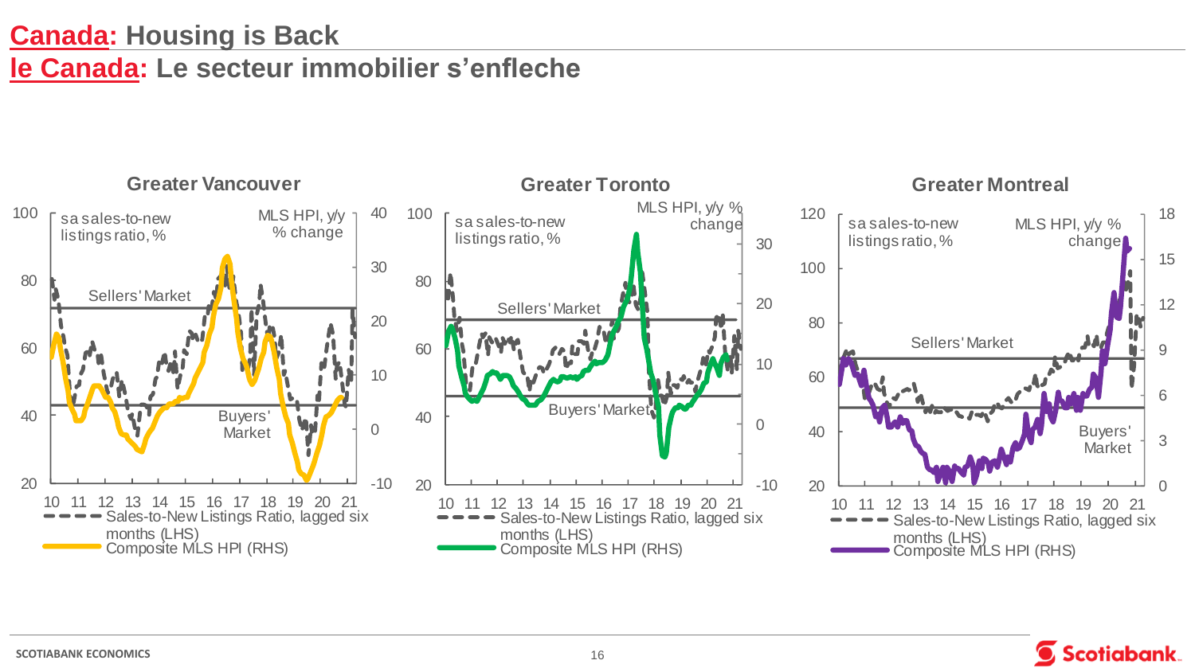# Canada: Housing is Back
# le Canada: Le secteur immobilier s'enfleche

### Greater Vancouver

sa sales-to-new listings ratio, %

MLS HPI, y/y % change

Sellers' Market

Buyers' Market

Sales-to-New Listings Ratio, lagged six months (LHS)
Composite MLS HPI (RHS)

### Greater Toronto

sa sales-to-new listings ratio, %

MLS HPI, y/y % change

Sellers' Market

Buyers' Market

Sales-to-New Listings Ratio, lagged six months (LHS)
Composite MLS HPI (RHS)

### Greater Montreal

sa sales-to-new listings ratio, %

MLS HPI, y/y % change

Sellers' Market

Buyers' Market

Sales-to-New Listings Ratio, lagged six months (LHS)
Composite MLS HPI (RHS)

SCOTIABANK ECONOMICS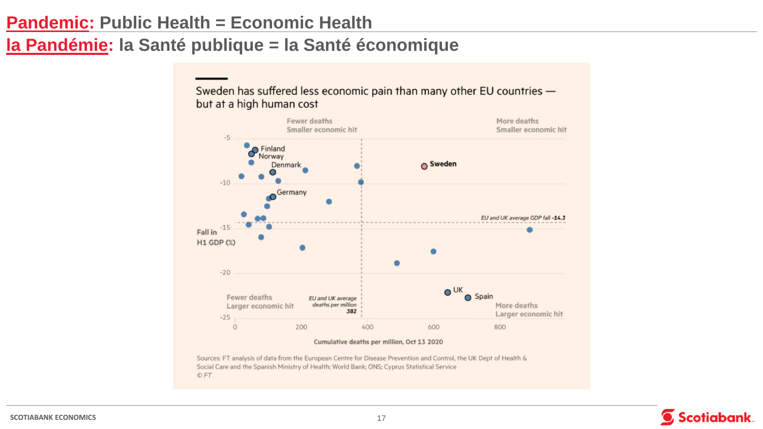# Pandemic: Public Health = Economic Health

# la Pandémie: la Santé publique = la Santé économique

Sweden has suffered less economic pain than many other EU countries — but at a high human cost

Fewer deaths
Smaller economic hit

More deaths
Smaller economic hit

Fewer deaths
Larger economic hit

More deaths
Larger economic hit

Finland
Norway
Denmark
Germany
Sweden
UK
Spain

EU and UK average GDP fall **-14.3**

EU and UK average deaths per million **382**

Fall in H1 GDP (%)

-5
-10
-15
-20
-25

0
200
400
600
800

Cumulative deaths per million, Oct 13 2020

Sources: FT analysis of data from the European Centre for Disease Prevention and Control, the UK Dept of Health & Social Care and the Spanish Ministry of Health; World Bank; ONS; Cyprus Statistical Service
© FT

SCOTIABANK ECONOMICS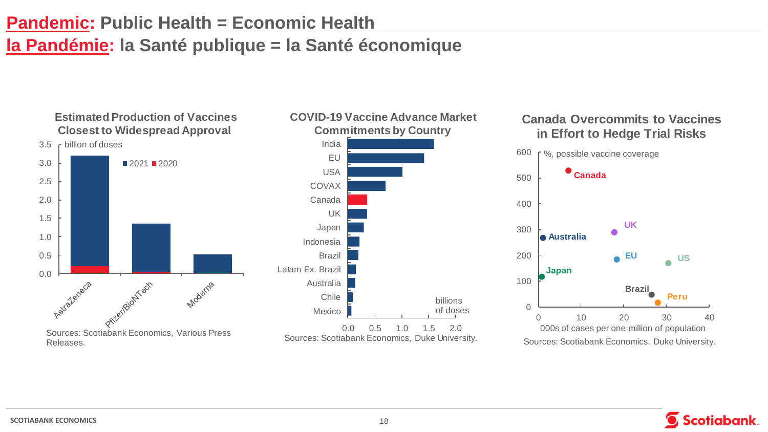# Pandemic: Public Health = Economic Health
# la Pandémie: la Santé publique = la Santé économique

### Estimated Production of Vaccines Closest to Widespread Approval

billion of doses

■ 2021 ■ 2020

AstraZeneca, Pfizer/BioNTech, Moderna

Sources: Scotiabank Economics, Various Press Releases.

### COVID-19 Vaccine Advance Market Commitments by Country

India, EU, USA, COVAX, Canada, UK, Japan, Indonesia, Brazil, Latam Ex. Brazil, Australia, Chile, Mexico

billions of doses

Sources: Scotiabank Economics, Duke University.

### Canada Overcommits to Vaccines in Effort to Hedge Trial Risks

%, possible vaccine coverage

Canada, UK, Australia, EU, US, Japan, Brazil, Peru

000s of cases per one million of population

Sources: Scotiabank Economics, Duke University.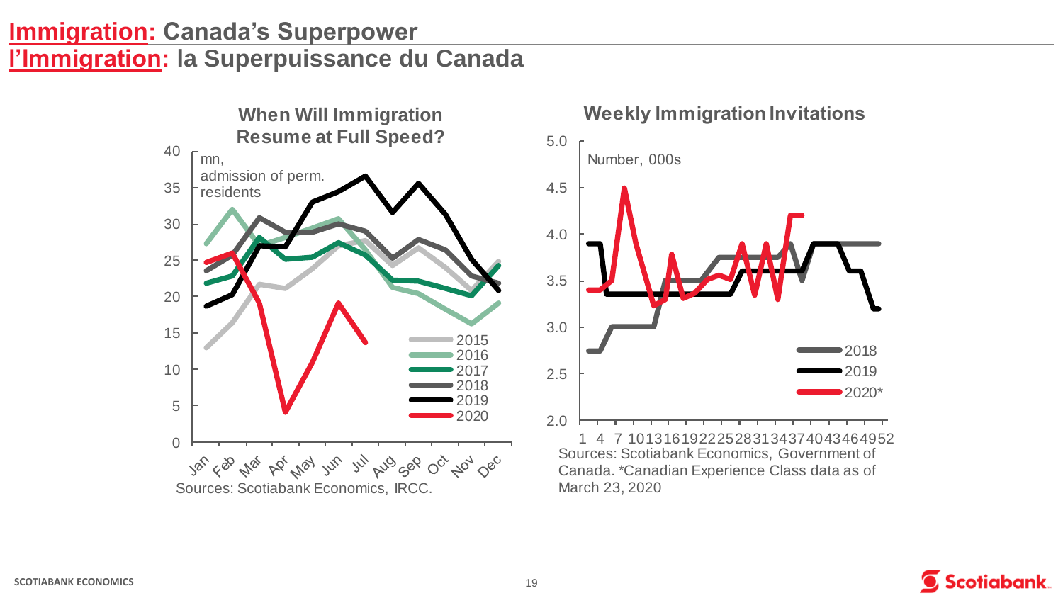# Immigration: Canada's Superpower
# l'Immigration: la Superpuissance du Canada

### When Will Immigration Resume at Full Speed?

mn, admission of perm. residents

Legend: 2015, 2016, 2017, 2018, 2019, 2020

Sources: Scotiabank Economics, IRCC.

### Weekly Immigration Invitations

Number, 000s

Legend: 2018, 2019, 2020*

Sources: Scotiabank Economics, Government of Canada. *Canadian Experience Class data as of March 23, 2020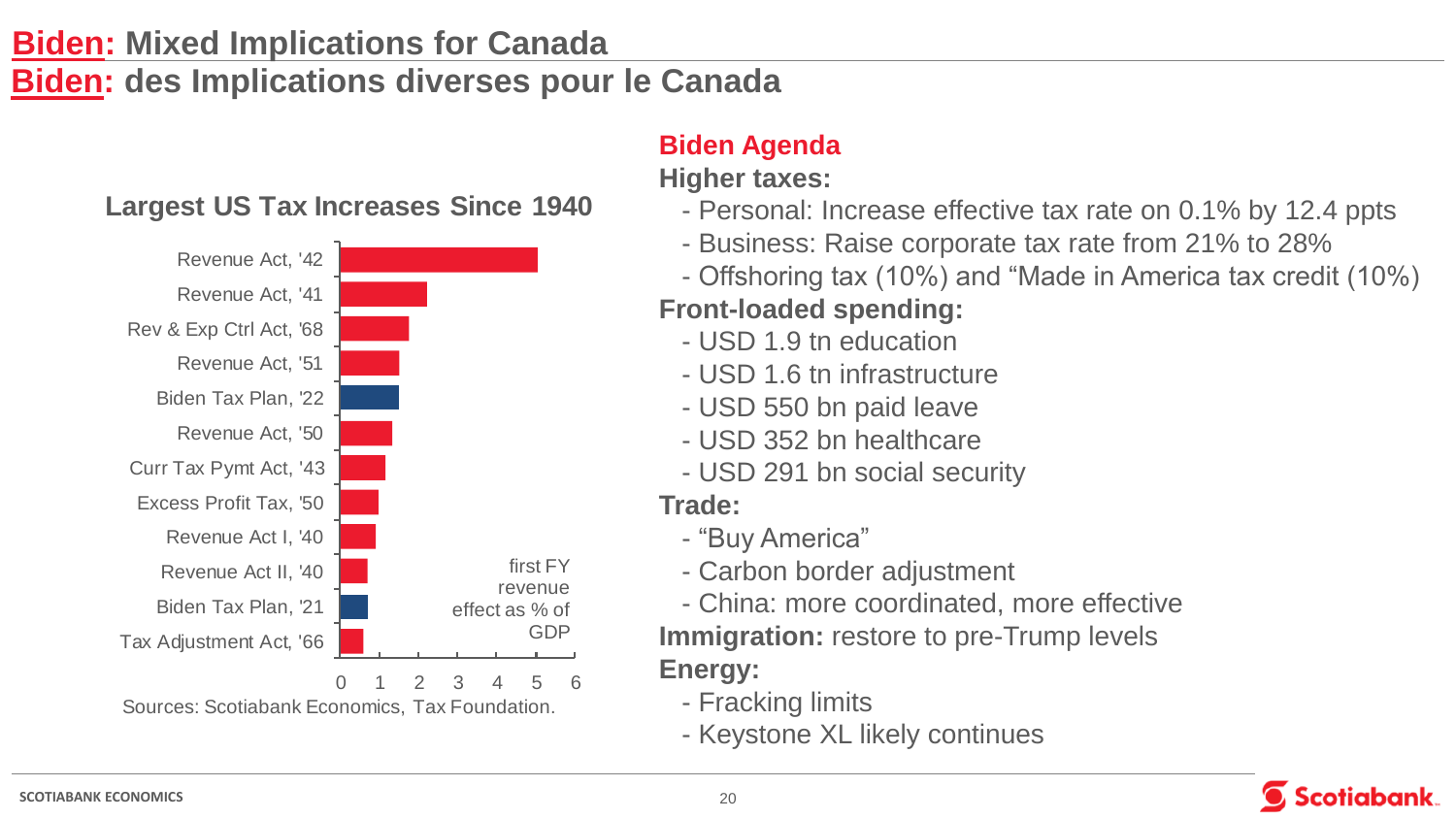# Biden: Mixed Implications for Canada
# Biden: des Implications diverses pour le Canada

### Largest US Tax Increases Since 1940

| Act | first FY revenue effect as % of GDP |
|---|---|
| Revenue Act, '42 | ~5.0 |
| Revenue Act, '41 | ~2.2 |
| Rev & Exp Ctrl Act, '68 | ~1.7 |
| Revenue Act, '51 | ~1.5 |
| Biden Tax Plan, '22 | ~1.5 |
| Revenue Act, '50 | ~1.3 |
| Curr Tax Pymt Act, '43 | ~1.1 |
| Excess Profit Tax, '50 | ~1.0 |
| Revenue Act I, '40 | ~0.9 |
| Revenue Act II, '40 | ~0.7 |
| Biden Tax Plan, '21 | ~0.7 |
| Tax Adjustment Act, '66 | ~0.6 |

Sources: Scotiabank Economics, Tax Foundation.

## Biden Agenda

**Higher taxes:**

- Personal: Increase effective tax rate on 0.1% by 12.4 ppts
- Business: Raise corporate tax rate from 21% to 28%
- Offshoring tax (10%) and "Made in America tax credit (10%)

**Front-loaded spending:**

- USD 1.9 tn education
- USD 1.6 tn infrastructure
- USD 550 bn paid leave
- USD 352 bn healthcare
- USD 291 bn social security

**Trade:**

- "Buy America"
- Carbon border adjustment
- China: more coordinated, more effective

**Immigration:** restore to pre-Trump levels

**Energy:**

- Fracking limits
- Keystone XL likely continues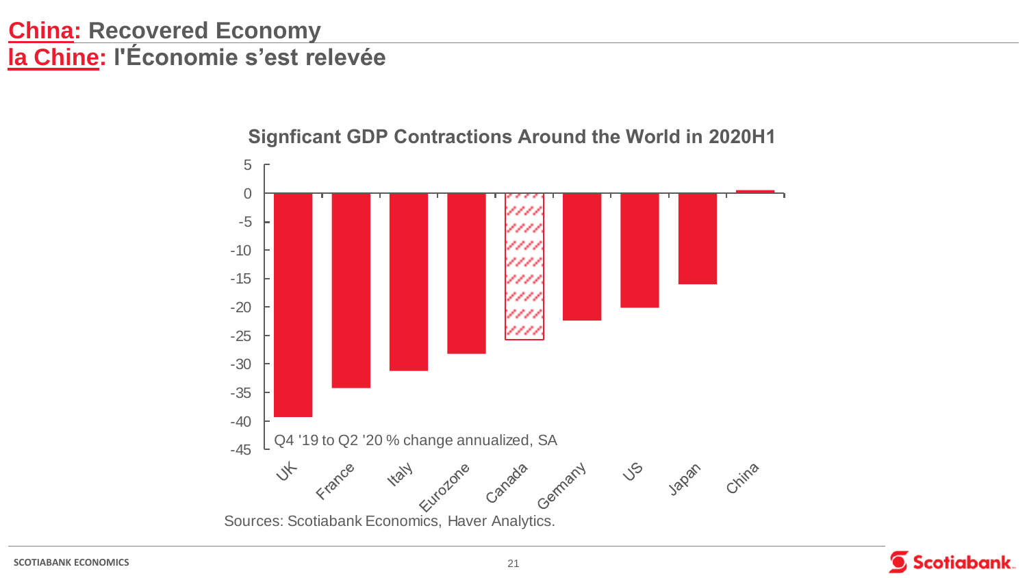# China: Recovered Economy
# la Chine: l'Économie s'est relevée

**Signficant GDP Contractions Around the World in 2020H1**

Q4 '19 to Q2 '20 % change annualized, SA

| Country | Value (approx.) |
|---|---|
| UK | -39 |
| France | -34 |
| Italy | -31 |
| Eurozone | -28 |
| Canada | -26 |
| Germany | -22 |
| US | -20 |
| Japan | -16 |
| China | 0.5 |

Sources: Scotiabank Economics, Haver Analytics.

SCOTIABANK ECONOMICS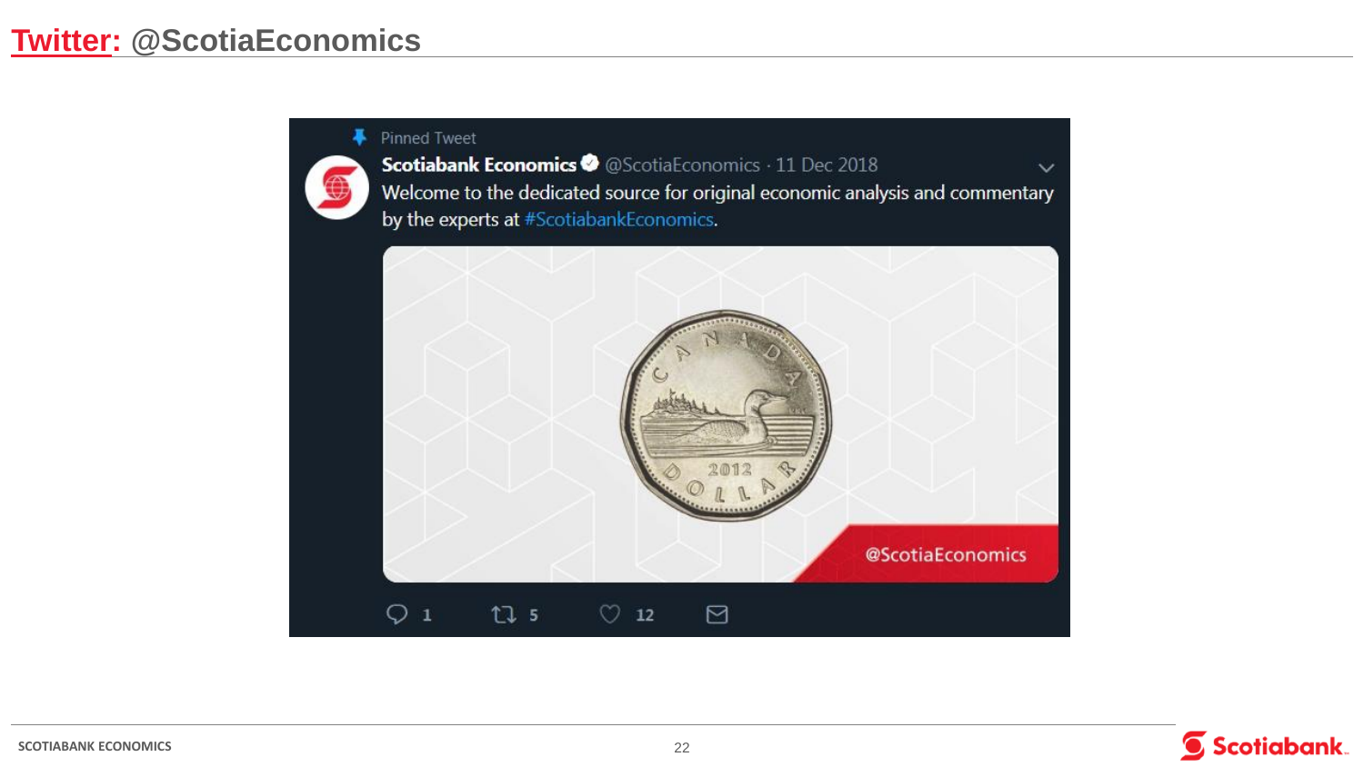# Twitter: @ScotiaEconomics

Pinned Tweet

**Scotiabank Economics** @ScotiaEconomics · 11 Dec 2018

Welcome to the dedicated source for original economic analysis and commentary by the experts at #ScotiabankEconomics.

@ScotiaEconomics

1 5 12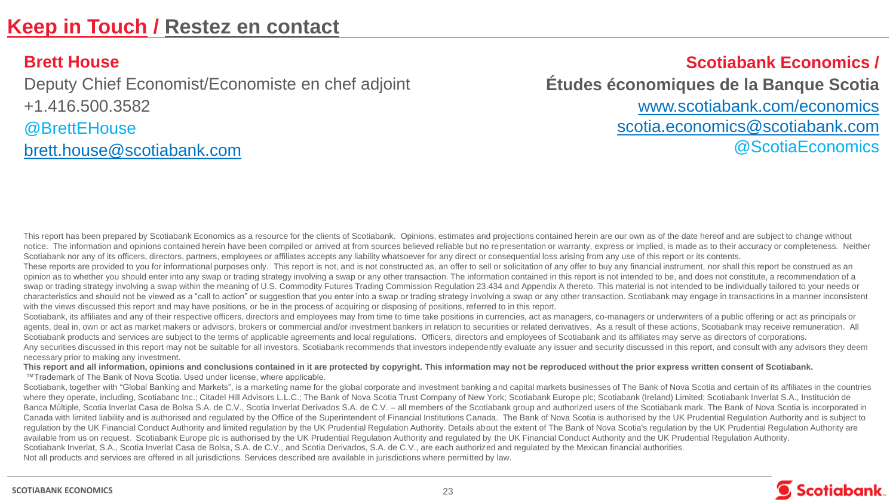# Keep in Touch / Restez en contact

**Brett House**

Deputy Chief Economist/Economiste en chef adjoint

+1.416.500.3582

@BrettEHouse

brett.house@scotiabank.com

**Scotiabank Economics /**

**Études économiques de la Banque Scotia**

www.scotiabank.com/economics

scotia.economics@scotiabank.com

@ScotiaEconomics

This report has been prepared by Scotiabank Economics as a resource for the clients of Scotiabank. Opinions, estimates and projections contained herein are our own as of the date hereof and are subject to change without notice. The information and opinions contained herein have been compiled or arrived at from sources believed reliable but no representation or warranty, express or implied, is made as to their accuracy or completeness. Neither Scotiabank nor any of its officers, directors, partners, employees or affiliates accepts any liability whatsoever for any direct or consequential loss arising from any use of this report or its contents.

These reports are provided to you for informational purposes only. This report is not, and is not constructed as, an offer to sell or solicitation of any offer to buy any financial instrument, nor shall this report be construed as an opinion as to whether you should enter into any swap or trading strategy involving a swap or any other transaction. The information contained in this report is not intended to be, and does not constitute, a recommendation of a swap or trading strategy involving a swap within the meaning of U.S. Commodity Futures Trading Commission Regulation 23.434 and Appendix A thereto. This material is not intended to be individually tailored to your needs or characteristics and should not be viewed as a "call to action" or suggestion that you enter into a swap or trading strategy involving a swap or any other transaction. Scotiabank may engage in transactions in a manner inconsistent with the views discussed this report and may have positions, or be in the process of acquiring or disposing of positions, referred to in this report.

Scotiabank, its affiliates and any of their respective officers, directors and employees may from time to time take positions in currencies, act as managers, co-managers or underwriters of a public offering or act as principals or agents, deal in, own or act as market makers or advisors, brokers or commercial and/or investment bankers in relation to securities or related derivatives. As a result of these actions, Scotiabank may receive remuneration. All Scotiabank products and services are subject to the terms of applicable agreements and local regulations. Officers, directors and employees of Scotiabank and its affiliates may serve as directors of corporations.

Any securities discussed in this report may not be suitable for all investors. Scotiabank recommends that investors independently evaluate any issuer and security discussed in this report, and consult with any advisors they deem necessary prior to making any investment.

**This report and all information, opinions and conclusions contained in it are protected by copyright. This information may not be reproduced without the prior express written consent of Scotiabank.**

™Trademark of The Bank of Nova Scotia. Used under license, where applicable.

Scotiabank, together with "Global Banking and Markets", is a marketing name for the global corporate and investment banking and capital markets businesses of The Bank of Nova Scotia and certain of its affiliates in the countries where they operate, including, Scotiabanc Inc.; Citadel Hill Advisors L.L.C.; The Bank of Nova Scotia Trust Company of New York; Scotiabank Europe plc; Scotiabank (Ireland) Limited; Scotiabank Inverlat S.A., Institución de Banca Múltiple, Scotia Inverlat Casa de Bolsa S.A. de C.V., Scotia Inverlat Derivados S.A. de C.V. – all members of the Scotiabank group and authorized users of the Scotiabank mark. The Bank of Nova Scotia is incorporated in Canada with limited liability and is authorised and regulated by the Office of the Superintendent of Financial Institutions Canada. The Bank of Nova Scotia is authorised by the UK Prudential Regulation Authority and is subject to regulation by the UK Financial Conduct Authority and limited regulation by the UK Prudential Regulation Authority. Details about the extent of The Bank of Nova Scotia's regulation by the UK Prudential Regulation Authority are available from us on request. Scotiabank Europe plc is authorised by the UK Prudential Regulation Authority and regulated by the UK Financial Conduct Authority and the UK Prudential Regulation Authority.

Scotiabank Inverlat, S.A., Scotia Inverlat Casa de Bolsa, S.A. de C.V., and Scotia Derivados, S.A. de C.V., are each authorized and regulated by the Mexican financial authorities.

Not all products and services are offered in all jurisdictions. Services described are available in jurisdictions where permitted by law.